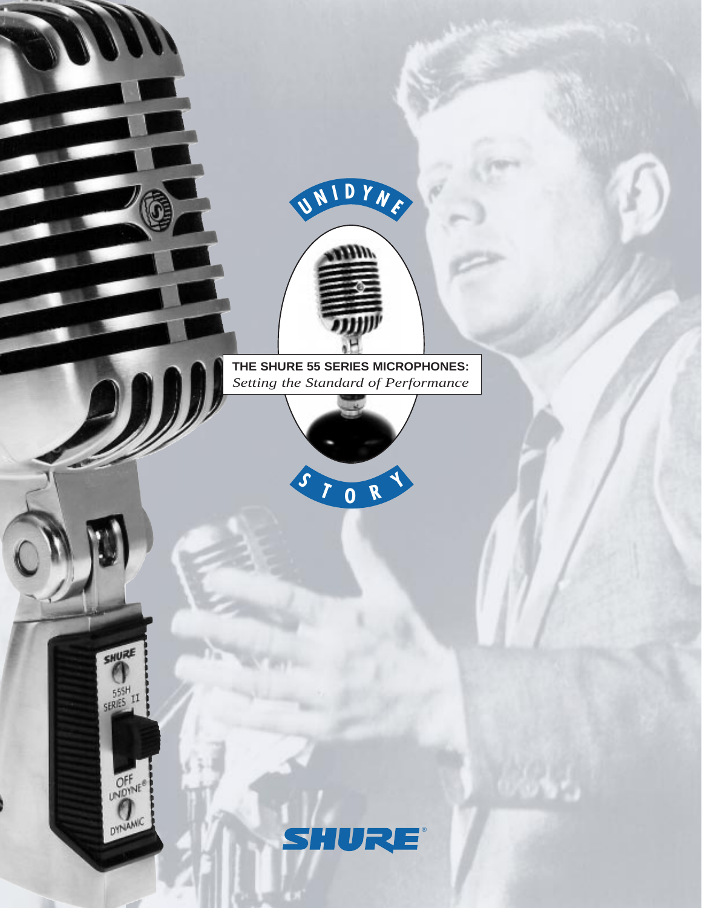# UNIDYNE STORY

## THE SHURE 55 SERIES MICROPHONES:

*Setting the Standard of Performance*

SHURE®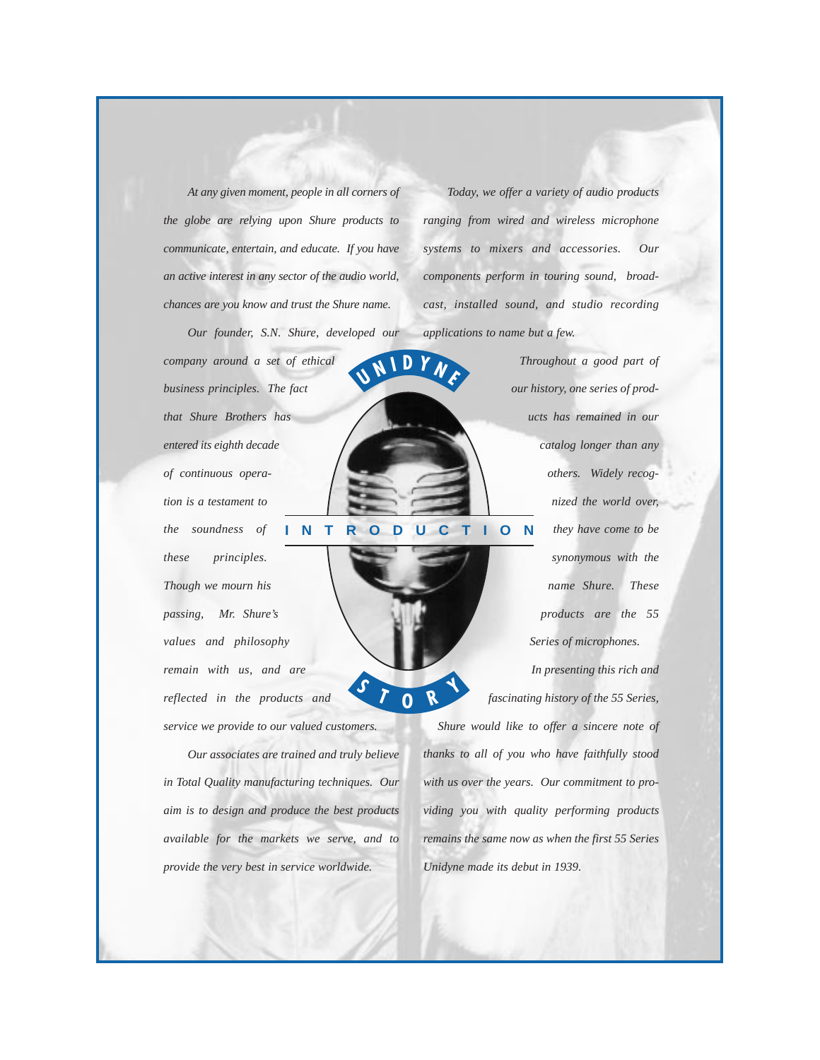# Unidyne Introduction Story

*At any given moment, people in all corners of the globe are relying upon Shure products to communicate, entertain, and educate. If you have an active interest in any sector of the audio world, chances are you know and trust the Shure name.*

*Our founder, S.N. Shure, developed our company around a set of ethical business principles. The fact that Shure Brothers has entered its eighth decade of continuous operation is a testament to the soundness of these principles. Though we mourn his passing, Mr. Shure's values and philosophy remain with us, and are reflected in the products and service we provide to our valued customers.*

*Our associates are trained and truly believe in Total Quality manufacturing techniques. Our aim is to design and produce the best products available for the markets we serve, and to provide the very best in service worldwide.*

*Today, we offer a variety of audio products ranging from wired and wireless microphone systems to mixers and accessories. Our components perform in touring sound, broadcast, installed sound, and studio recording applications to name but a few.*

*Throughout a good part of our history, one series of products has remained in our catalog longer than any others. Widely recognized the world over, they have come to be synonymous with the name Shure. These products are the 55 Series of microphones.*

*In presenting this rich and fascinating history of the 55 Series, Shure would like to offer a sincere note of thanks to all of you who have faithfully stood with us over the years. Our commitment to providing you with quality performing products remains the same now as when the first 55 Series Unidyne made its debut in 1939.*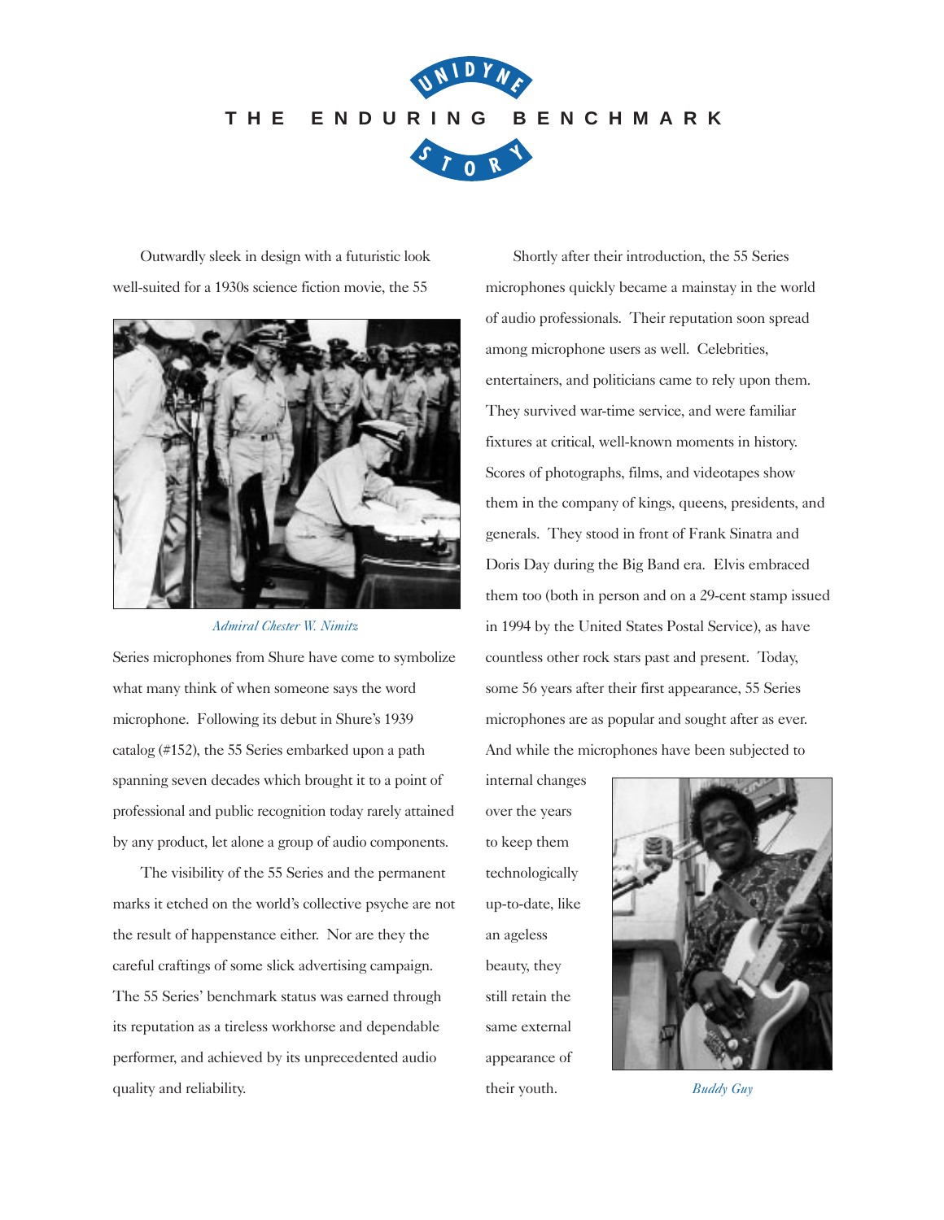# UNIDYNE THE ENDURING BENCHMARK STORY

Outwardly sleek in design with a futuristic look well-suited for a 1930s science fiction movie, the 55 Series microphones from Shure have come to symbolize what many think of when someone says the word microphone. Following its debut in Shure's 1939 catalog (#152), the 55 Series embarked upon a path spanning seven decades which brought it to a point of professional and public recognition today rarely attained by any product, let alone a group of audio components.

*Admiral Chester W. Nimitz*

The visibility of the 55 Series and the permanent marks it etched on the world's collective psyche are not the result of happenstance either. Nor are they the careful craftings of some slick advertising campaign. The 55 Series' benchmark status was earned through its reputation as a tireless workhorse and dependable performer, and achieved by its unprecedented audio quality and reliability.

Shortly after their introduction, the 55 Series microphones quickly became a mainstay in the world of audio professionals. Their reputation soon spread among microphone users as well. Celebrities, entertainers, and politicians came to rely upon them. They survived war-time service, and were familiar fixtures at critical, well-known moments in history. Scores of photographs, films, and videotapes show them in the company of kings, queens, presidents, and generals. They stood in front of Frank Sinatra and Doris Day during the Big Band era. Elvis embraced them too (both in person and on a 29-cent stamp issued in 1994 by the United States Postal Service), as have countless other rock stars past and present. Today, some 56 years after their first appearance, 55 Series microphones are as popular and sought after as ever. And while the microphones have been subjected to internal changes over the years to keep them technologically up-to-date, like an ageless beauty, they still retain the same external appearance of their youth.

*Buddy Guy*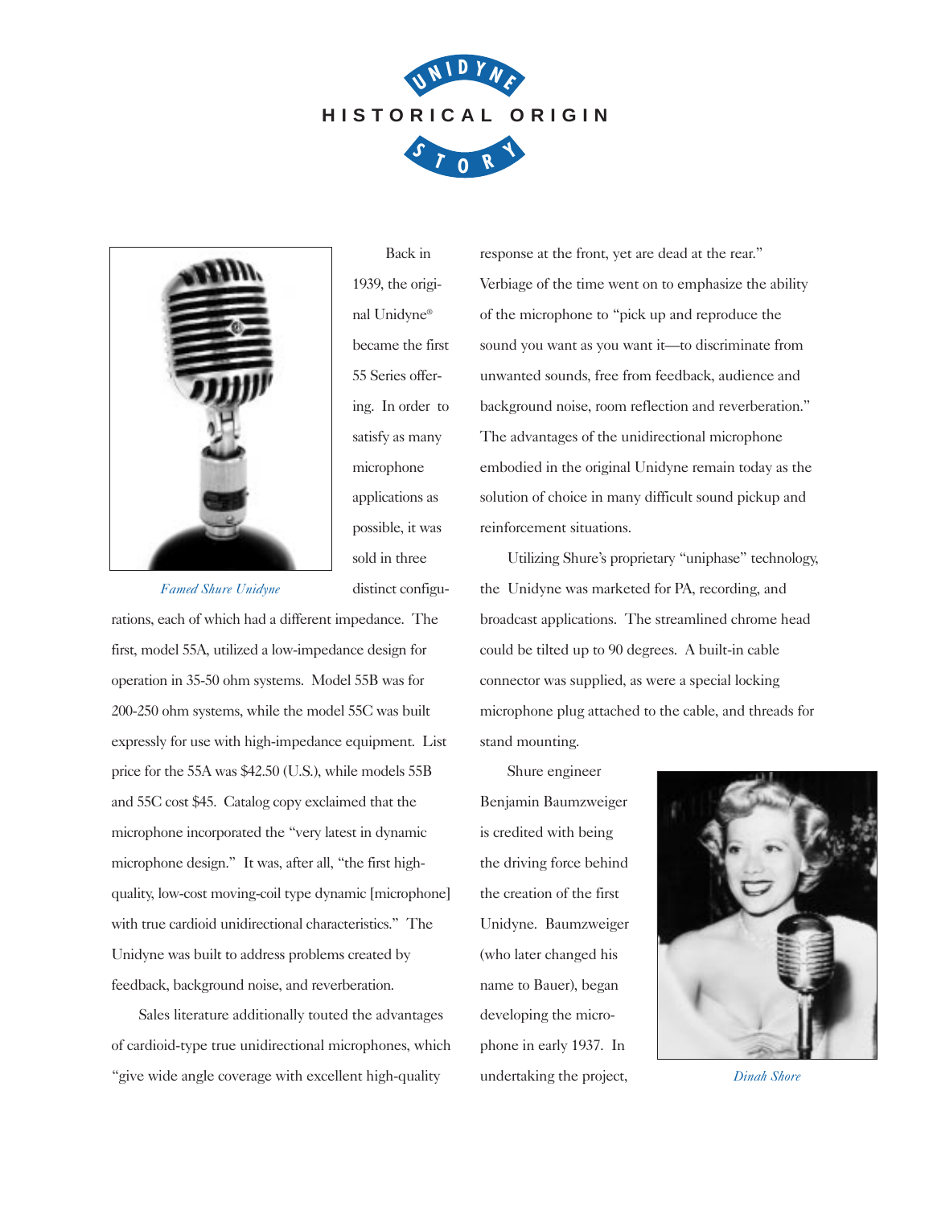# UNIDYNE HISTORICAL ORIGIN STORY

Back in 1939, the original Unidyne® became the first 55 Series offering. In order to satisfy as many microphone applications as possible, it was sold in three distinct configurations, each of which had a different impedance. The first, model 55A, utilized a low-impedance design for operation in 35-50 ohm systems. Model 55B was for 200-250 ohm systems, while the model 55C was built expressly for use with high-impedance equipment. List price for the 55A was $42.50 (U.S.), while models 55B and 55C cost $45. Catalog copy exclaimed that the microphone incorporated the "very latest in dynamic microphone design." It was, after all, "the first high-quality, low-cost moving-coil type dynamic [microphone] with true cardioid unidirectional characteristics." The Unidyne was built to address problems created by feedback, background noise, and reverberation.

*Famed Shure Unidyne*

Sales literature additionally touted the advantages of cardioid-type true unidirectional microphones, which "give wide angle coverage with excellent high-quality response at the front, yet are dead at the rear." Verbiage of the time went on to emphasize the ability of the microphone to "pick up and reproduce the sound you want as you want it—to discriminate from unwanted sounds, free from feedback, audience and background noise, room reflection and reverberation." The advantages of the unidirectional microphone embodied in the original Unidyne remain today as the solution of choice in many difficult sound pickup and reinforcement situations.

Utilizing Shure's proprietary "uniphase" technology, the Unidyne was marketed for PA, recording, and broadcast applications. The streamlined chrome head could be tilted up to 90 degrees. A built-in cable connector was supplied, as were a special locking microphone plug attached to the cable, and threads for stand mounting.

Shure engineer Benjamin Baumzweiger is credited with being the driving force behind the creation of the first Unidyne. Baumzweiger (who later changed his name to Bauer), began developing the microphone in early 1937. In undertaking the project,

*Dinah Shore*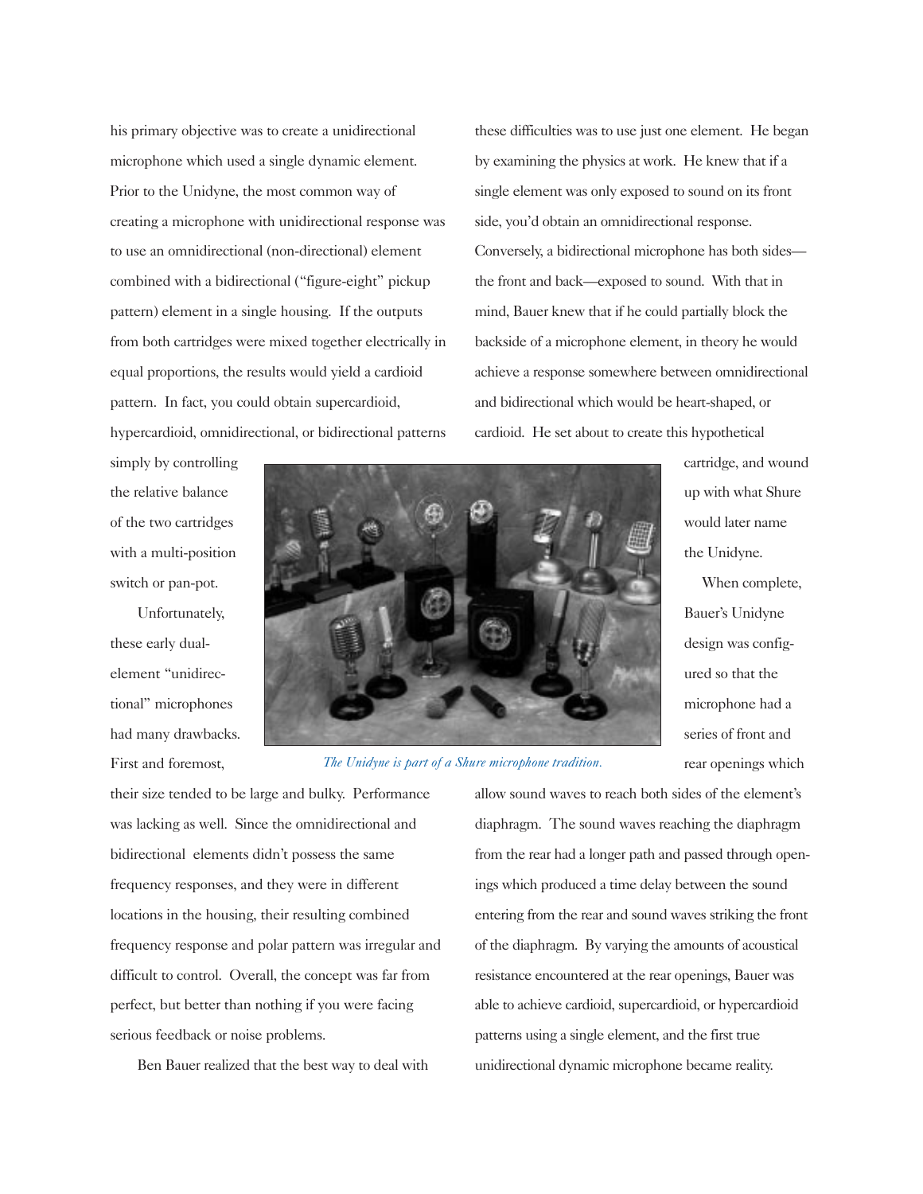his primary objective was to create a unidirectional microphone which used a single dynamic element. Prior to the Unidyne, the most common way of creating a microphone with unidirectional response was to use an omnidirectional (non-directional) element combined with a bidirectional ("figure-eight" pickup pattern) element in a single housing. If the outputs from both cartridges were mixed together electrically in equal proportions, the results would yield a cardioid pattern. In fact, you could obtain supercardioid, hypercardioid, omnidirectional, or bidirectional patterns simply by controlling the relative balance of the two cartridges with a multi-position switch or pan-pot.

Unfortunately, these early dual-element "unidirectional" microphones had many drawbacks. First and foremost, their size tended to be large and bulky. Performance was lacking as well. Since the omnidirectional and bidirectional elements didn't possess the same frequency responses, and they were in different locations in the housing, their resulting combined frequency response and polar pattern was irregular and difficult to control. Overall, the concept was far from perfect, but better than nothing if you were facing serious feedback or noise problems.

Ben Bauer realized that the best way to deal with these difficulties was to use just one element. He began by examining the physics at work. He knew that if a single element was only exposed to sound on its front side, you'd obtain an omnidirectional response. Conversely, a bidirectional microphone has both sides—the front and back—exposed to sound. With that in mind, Bauer knew that if he could partially block the backside of a microphone element, in theory he would achieve a response somewhere between omnidirectional and bidirectional which would be heart-shaped, or cardioid. He set about to create this hypothetical cartridge, and wound up with what Shure would later name the Unidyne.

*The Unidyne is part of a Shure microphone tradition.*

When complete, Bauer's Unidyne design was configured so that the microphone had a series of front and rear openings which allow sound waves to reach both sides of the element's diaphragm. The sound waves reaching the diaphragm from the rear had a longer path and passed through openings which produced a time delay between the sound entering from the rear and sound waves striking the front of the diaphragm. By varying the amounts of acoustical resistance encountered at the rear openings, Bauer was able to achieve cardioid, supercardioid, or hypercardioid patterns using a single element, and the first true unidirectional dynamic microphone became reality.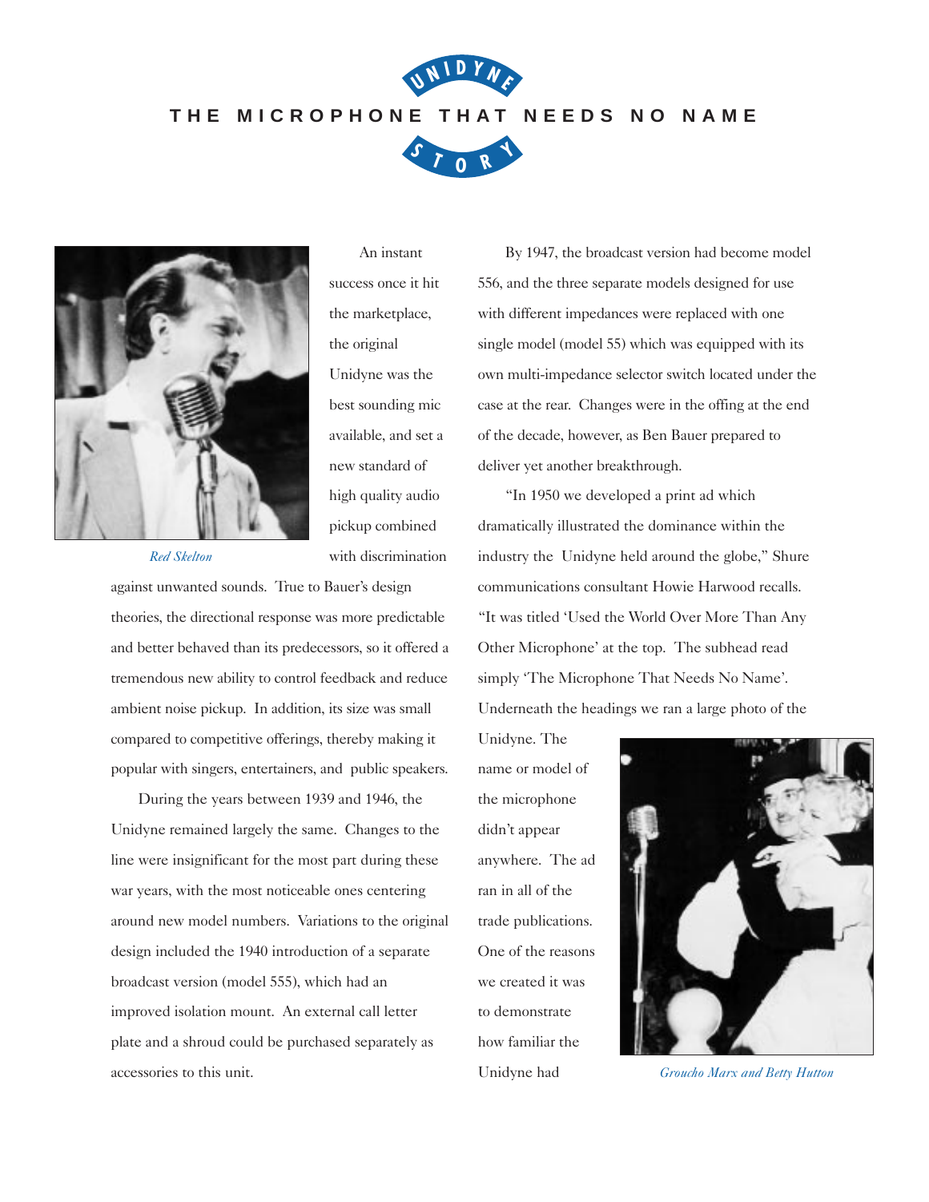# THE MICROPHONE THAT NEEDS NO NAME

*Red Skelton*

An instant success once it hit the marketplace, the original Unidyne was the best sounding mic available, and set a new standard of high quality audio pickup combined with discrimination against unwanted sounds. True to Bauer's design theories, the directional response was more predictable and better behaved than its predecessors, so it offered a tremendous new ability to control feedback and reduce ambient noise pickup. In addition, its size was small compared to competitive offerings, thereby making it popular with singers, entertainers, and public speakers.

During the years between 1939 and 1946, the Unidyne remained largely the same. Changes to the line were insignificant for the most part during these war years, with the most noticeable ones centering around new model numbers. Variations to the original design included the 1940 introduction of a separate broadcast version (model 555), which had an improved isolation mount. An external call letter plate and a shroud could be purchased separately as accessories to this unit.

By 1947, the broadcast version had become model 556, and the three separate models designed for use with different impedances were replaced with one single model (model 55) which was equipped with its own multi-impedance selector switch located under the case at the rear. Changes were in the offing at the end of the decade, however, as Ben Bauer prepared to deliver yet another breakthrough.

"In 1950 we developed a print ad which dramatically illustrated the dominance within the industry the Unidyne held around the globe," Shure communications consultant Howie Harwood recalls. "It was titled 'Used the World Over More Than Any Other Microphone' at the top. The subhead read simply 'The Microphone That Needs No Name'. Underneath the headings we ran a large photo of the Unidyne. The name or model of the microphone didn't appear anywhere. The ad ran in all of the trade publications. One of the reasons we created it was to demonstrate how familiar the Unidyne had

*Groucho Marx and Betty Hutton*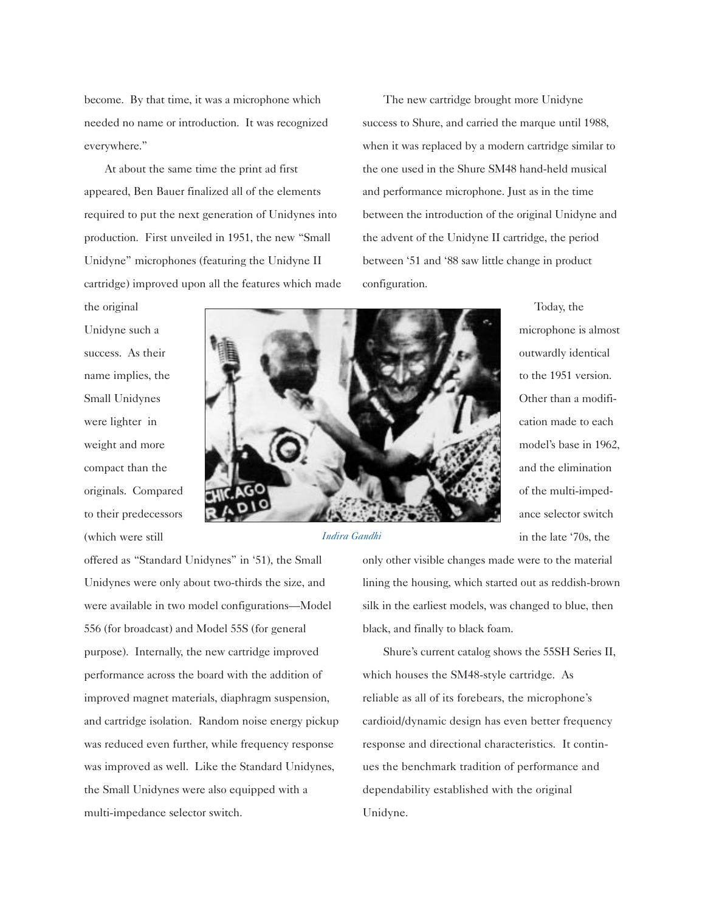become. By that time, it was a microphone which needed no name or introduction. It was recognized everywhere."

At about the same time the print ad first appeared, Ben Bauer finalized all of the elements required to put the next generation of Unidynes into production. First unveiled in 1951, the new "Small Unidyne" microphones (featuring the Unidyne II cartridge) improved upon all the features which made the original Unidyne such a success. As their name implies, the Small Unidynes were lighter in weight and more compact than the originals. Compared to their predecessors (which were still offered as "Standard Unidynes" in '51), the Small Unidynes were only about two-thirds the size, and were available in two model configurations—Model 556 (for broadcast) and Model 55S (for general purpose). Internally, the new cartridge improved performance across the board with the addition of improved magnet materials, diaphragm suspension, and cartridge isolation. Random noise energy pickup was reduced even further, while frequency response was improved as well. Like the Standard Unidynes, the Small Unidynes were also equipped with a multi-impedance selector switch.

*Indira Gandhi*

The new cartridge brought more Unidyne success to Shure, and carried the marque until 1988, when it was replaced by a modern cartridge similar to the one used in the Shure SM48 hand-held musical and performance microphone. Just as in the time between the introduction of the original Unidyne and the advent of the Unidyne II cartridge, the period between '51 and '88 saw little change in product configuration.

Today, the microphone is almost outwardly identical to the 1951 version. Other than a modification made to each model's base in 1962, and the elimination of the multi-impedance selector switch in the late '70s, the only other visible changes made were to the material lining the housing, which started out as reddish-brown silk in the earliest models, was changed to blue, then black, and finally to black foam.

Shure's current catalog shows the 55SH Series II, which houses the SM48-style cartridge. As reliable as all of its forebears, the microphone's cardioid/dynamic design has even better frequency response and directional characteristics. It continues the benchmark tradition of performance and dependability established with the original Unidyne.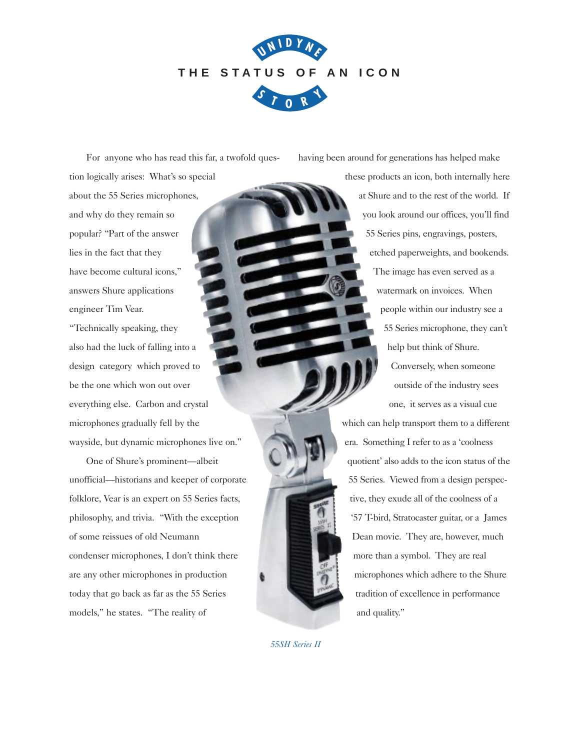# UNIDYNE STORY

## THE STATUS OF AN ICON

For anyone who has read this far, a twofold question logically arises: What's so special about the 55 Series microphones, and why do they remain so popular? "Part of the answer lies in the fact that they have become cultural icons," answers Shure applications engineer Tim Vear. "Technically speaking, they also had the luck of falling into a design category which proved to be the one which won out over everything else. Carbon and crystal microphones gradually fell by the wayside, but dynamic microphones live on."

One of Shure's prominent—albeit unofficial—historians and keeper of corporate folklore, Vear is an expert on 55 Series facts, philosophy, and trivia. "With the exception of some reissues of old Neumann condenser microphones, I don't think there are any other microphones in production today that go back as far as the 55 Series models," he states. "The reality of having been around for generations has helped make these products an icon, both internally here at Shure and to the rest of the world. If you look around our offices, you'll find 55 Series pins, engravings, posters, etched paperweights, and bookends. The image has even served as a watermark on invoices. When people within our industry see a 55 Series microphone, they can't help but think of Shure. Conversely, when someone outside of the industry sees one, it serves as a visual cue which can help transport them to a different era. Something I refer to as a 'coolness quotient' also adds to the icon status of the 55 Series. Viewed from a design perspective, they exude all of the coolness of a '57 T-bird, Stratocaster guitar, or a James Dean movie. They are, however, much more than a symbol. They are real microphones which adhere to the Shure tradition of excellence in performance and quality."

*55SH Series II*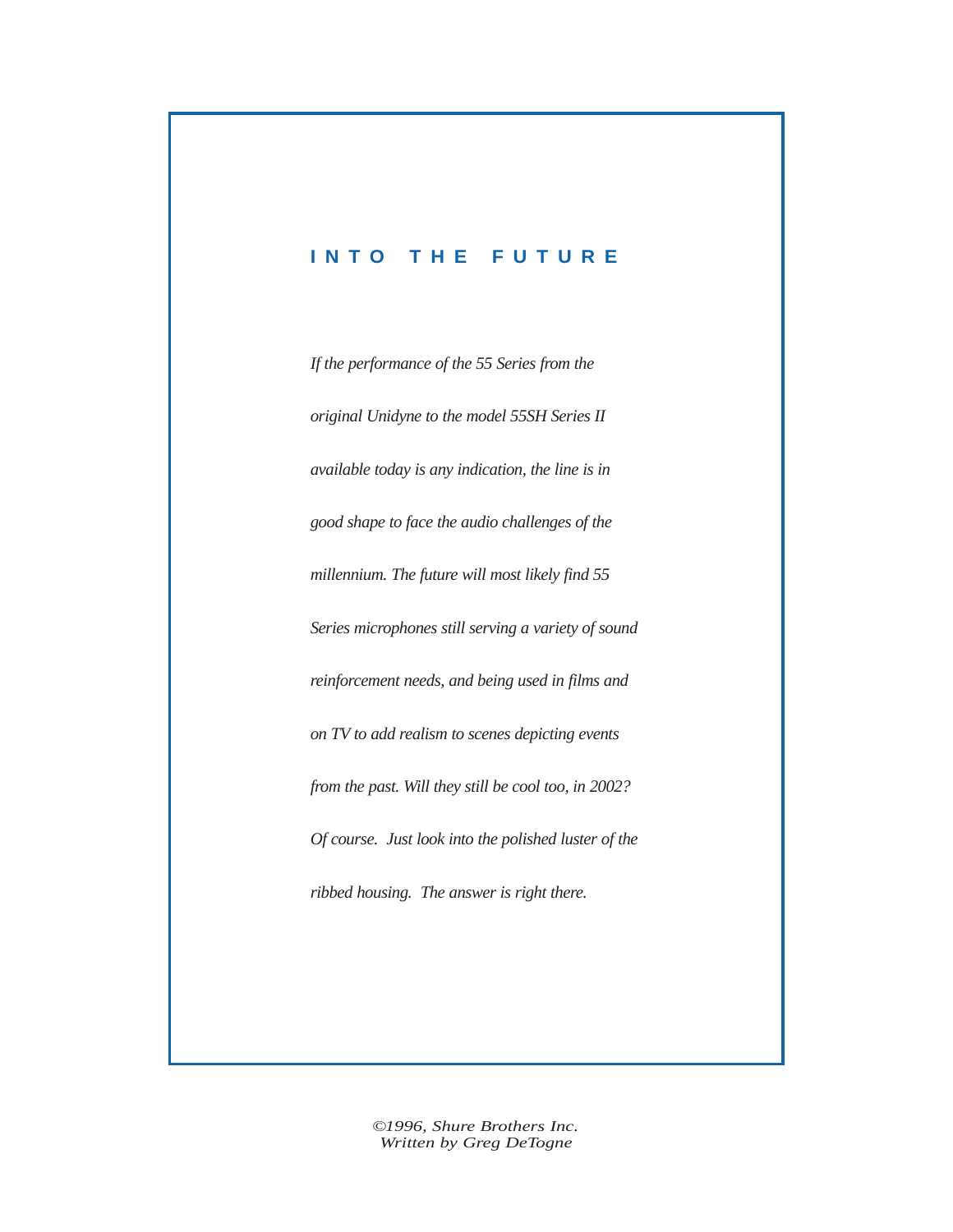## INTO THE FUTURE

*If the performance of the 55 Series from the original Unidyne to the model 55SH Series II available today is any indication, the line is in good shape to face the audio challenges of the millennium. The future will most likely find 55 Series microphones still serving a variety of sound reinforcement needs, and being used in films and on TV to add realism to scenes depicting events from the past. Will they still be cool too, in 2002? Of course. Just look into the polished luster of the ribbed housing. The answer is right there.*

*©1996, Shure Brothers Inc.*
*Written by Greg DeTogne*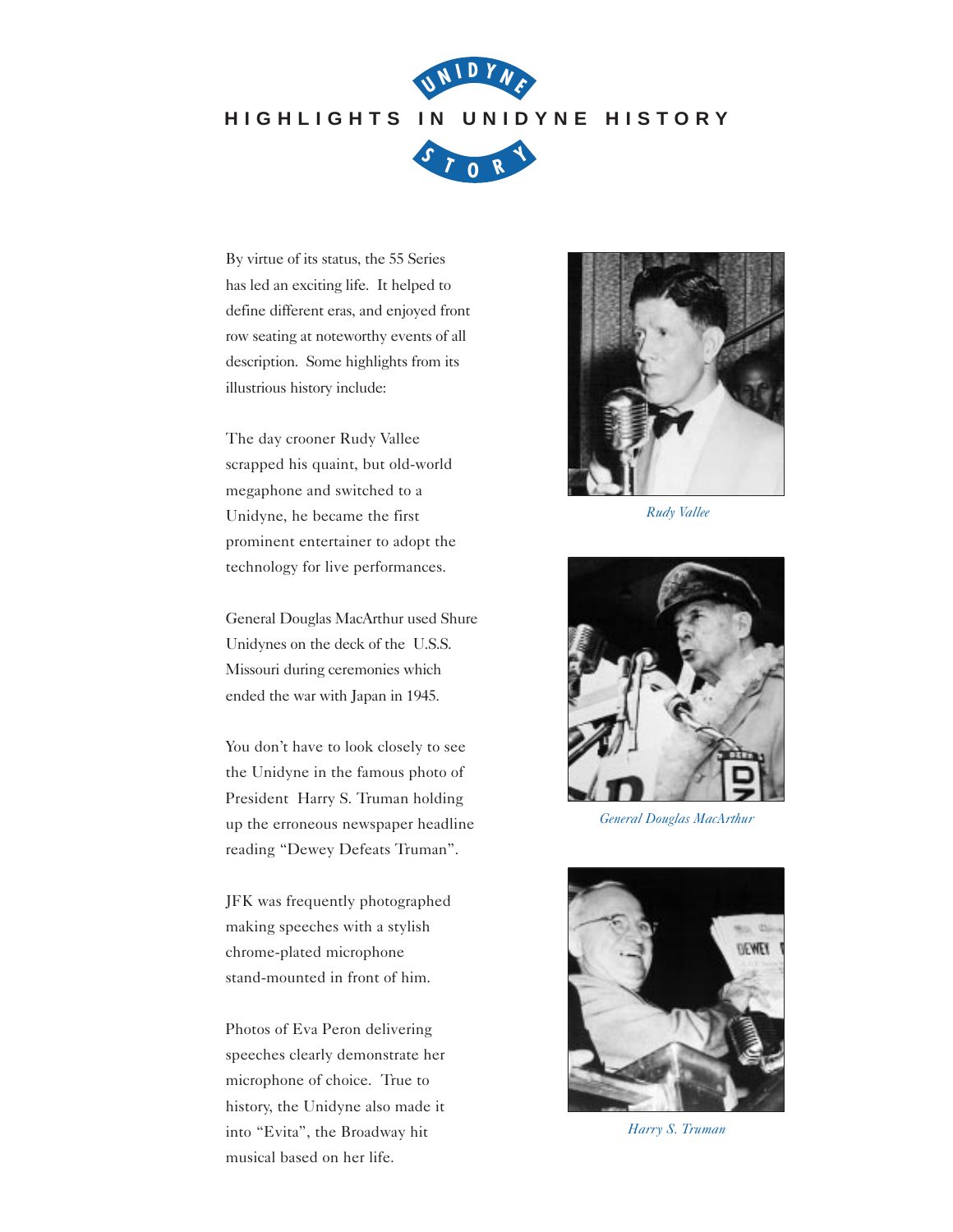# HIGHLIGHTS IN UNIDYNE HISTORY

By virtue of its status, the 55 Series has led an exciting life. It helped to define different eras, and enjoyed front row seating at noteworthy events of all description. Some highlights from its illustrious history include:

The day crooner Rudy Vallee scrapped his quaint, but old-world megaphone and switched to a Unidyne, he became the first prominent entertainer to adopt the technology for live performances.

General Douglas MacArthur used Shure Unidynes on the deck of the U.S.S. Missouri during ceremonies which ended the war with Japan in 1945.

You don't have to look closely to see the Unidyne in the famous photo of President Harry S. Truman holding up the erroneous newspaper headline reading "Dewey Defeats Truman".

JFK was frequently photographed making speeches with a stylish chrome-plated microphone stand-mounted in front of him.

Photos of Eva Peron delivering speeches clearly demonstrate her microphone of choice. True to history, the Unidyne also made it into "Evita", the Broadway hit musical based on her life.

*Rudy Vallee*

*General Douglas MacArthur*

*Harry S. Truman*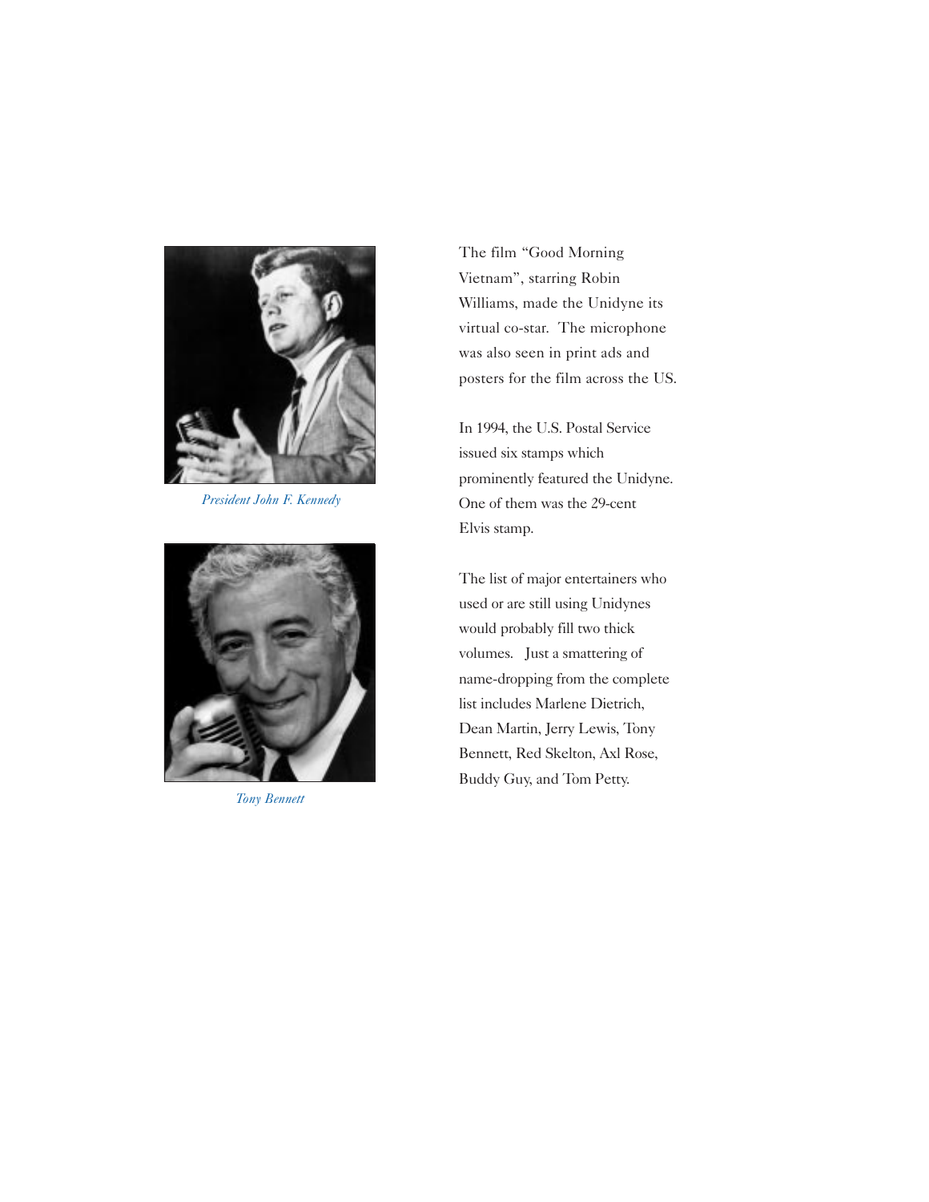*President John F. Kennedy*

*Tony Bennett*

The film "Good Morning Vietnam", starring Robin Williams, made the Unidyne its virtual co-star. The microphone was also seen in print ads and posters for the film across the US.

In 1994, the U.S. Postal Service issued six stamps which prominently featured the Unidyne. One of them was the 29-cent Elvis stamp.

The list of major entertainers who used or are still using Unidynes would probably fill two thick volumes. Just a smattering of name-dropping from the complete list includes Marlene Dietrich, Dean Martin, Jerry Lewis, Tony Bennett, Red Skelton, Axl Rose, Buddy Guy, and Tom Petty.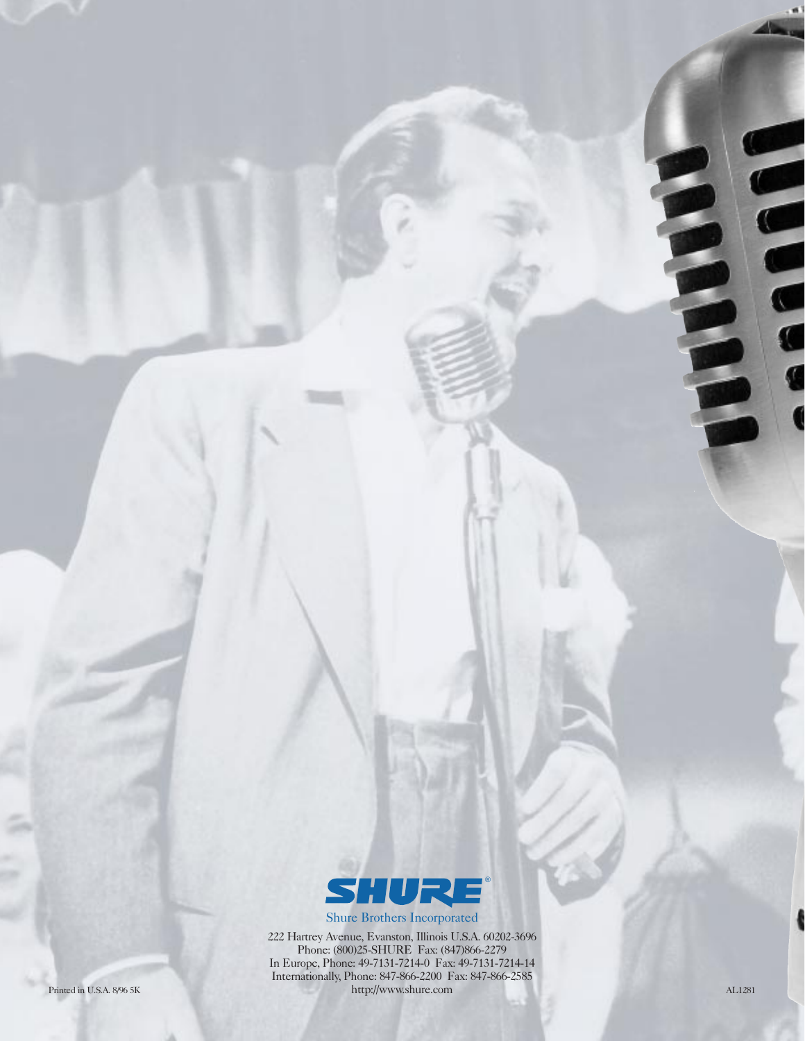SHURE®

Shure Brothers Incorporated

222 Hartrey Avenue, Evanston, Illinois U.S.A. 60202-3696
Phone: (800)25-SHURE Fax: (847)866-2279
In Europe, Phone: 49-7131-7214-0 Fax: 49-7131-7214-14
Internationally, Phone: 847-866-2200 Fax: 847-866-2585
http://www.shure.com

Printed in U.S.A. 8/96 5K

AL1281